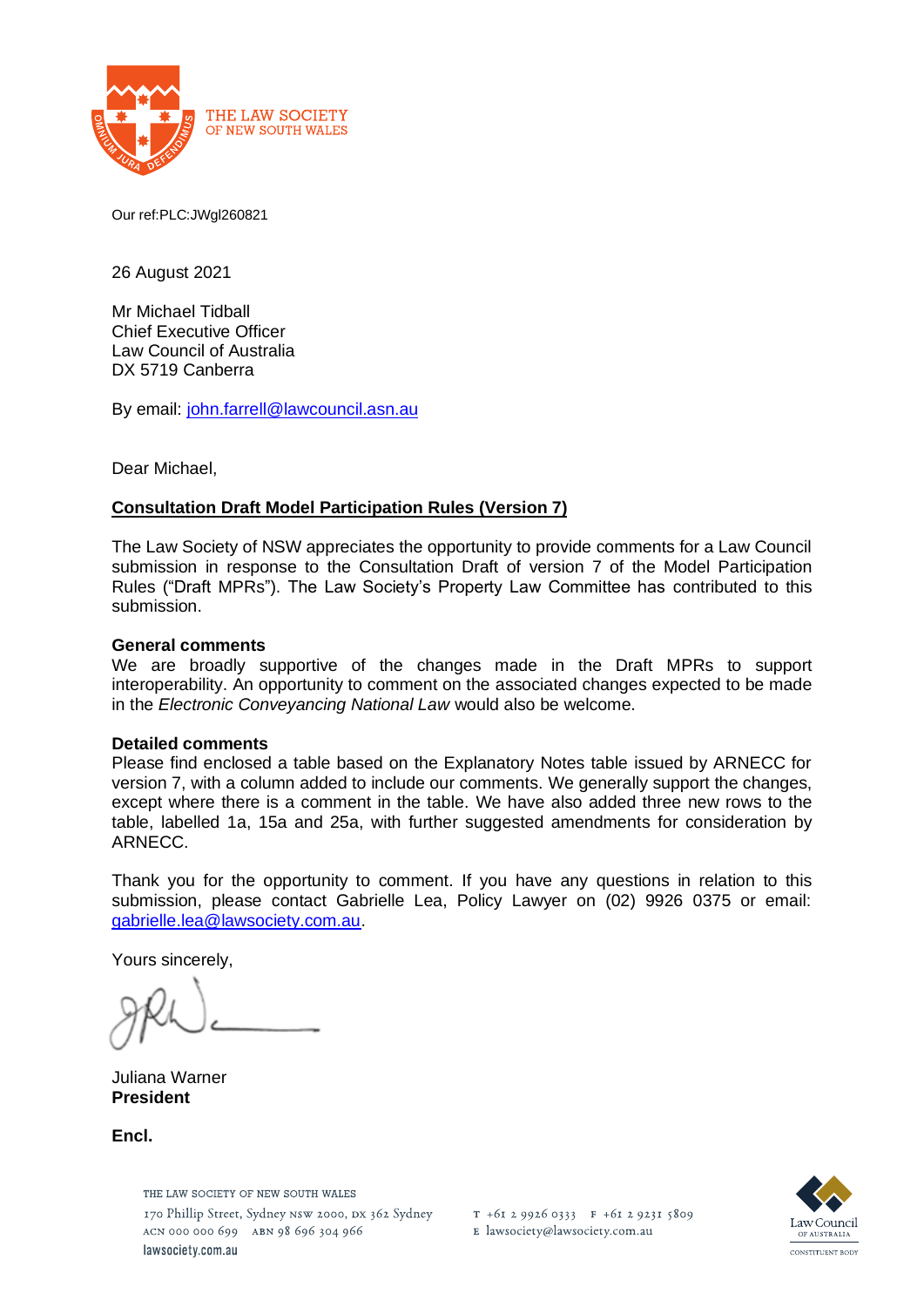THE LAW SOCIETY OF NEW SOUTH WALES

Our ref:PLC:JWgl260821

26 August 2021

Mr Michael Tidball
Chief Executive Officer
Law Council of Australia
DX 5719 Canberra

By email: john.farrell@lawcouncil.asn.au

Dear Michael,

**Consultation Draft Model Participation Rules (Version 7)**

The Law Society of NSW appreciates the opportunity to provide comments for a Law Council submission in response to the Consultation Draft of version 7 of the Model Participation Rules ("Draft MPRs"). The Law Society's Property Law Committee has contributed to this submission.

**General comments**

We are broadly supportive of the changes made in the Draft MPRs to support interoperability. An opportunity to comment on the associated changes expected to be made in the *Electronic Conveyancing National Law* would also be welcome.

**Detailed comments**

Please find enclosed a table based on the Explanatory Notes table issued by ARNECC for version 7, with a column added to include our comments. We generally support the changes, except where there is a comment in the table. We have also added three new rows to the table, labelled 1a, 15a and 25a, with further suggested amendments for consideration by ARNECC.

Thank you for the opportunity to comment. If you have any questions in relation to this submission, please contact Gabrielle Lea, Policy Lawyer on (02) 9926 0375 or email: gabrielle.lea@lawsociety.com.au.

Yours sincerely,

Juliana Warner
**President**

**Encl.**

THE LAW SOCIETY OF NEW SOUTH WALES
170 Phillip Street, Sydney NSW 2000, DX 362 Sydney
ACN 000 000 699 ABN 98 696 304 966
lawsociety.com.au

T +61 2 9926 0333 F +61 2 9231 5809
E lawsociety@lawsociety.com.au

Law Council OF AUSTRALIA
CONSTITUENT BODY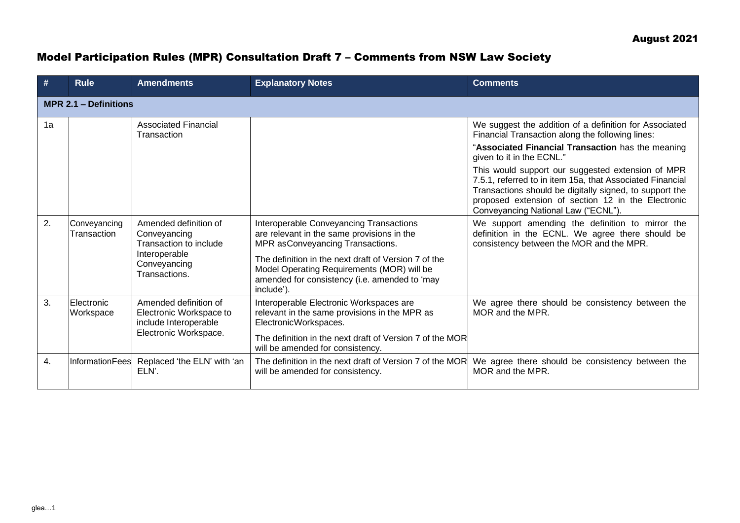August 2021

## Model Participation Rules (MPR) Consultation Draft 7 – Comments from NSW Law Society

| # | Rule | Amendments | Explanatory Notes | Comments |
|---|---|---|---|---|
| **MPR 2.1 – Definitions** | | | | |
| 1a | | Associated Financial Transaction | | We suggest the addition of a definition for Associated Financial Transaction along the following lines:<br>"**Associated Financial Transaction** has the meaning given to it in the ECNL."<br>This would support our suggested extension of MPR 7.5.1, referred to in item 15a, that Associated Financial Transactions should be digitally signed, to support the proposed extension of section 12 in the Electronic Conveyancing National Law ("ECNL"). |
| 2. | Conveyancing Transaction | Amended definition of Conveyancing Transaction to include Interoperable Conveyancing Transactions. | Interoperable Conveyancing Transactions are relevant in the same provisions in the MPR asConveyancing Transactions.<br>The definition in the next draft of Version 7 of the Model Operating Requirements (MOR) will be amended for consistency (i.e. amended to 'may include'). | We support amending the definition to mirror the definition in the ECNL. We agree there should be consistency between the MOR and the MPR. |
| 3. | Electronic Workspace | Amended definition of Electronic Workspace to include Interoperable Electronic Workspace. | Interoperable Electronic Workspaces are relevant in the same provisions in the MPR as ElectronicWorkspaces.<br>The definition in the next draft of Version 7 of the MOR will be amended for consistency. | We agree there should be consistency between the MOR and the MPR. |
| 4. | InformationFees | Replaced 'the ELN' with 'an ELN'. | The definition in the next draft of Version 7 of the MOR will be amended for consistency. | We agree there should be consistency between the MOR and the MPR. |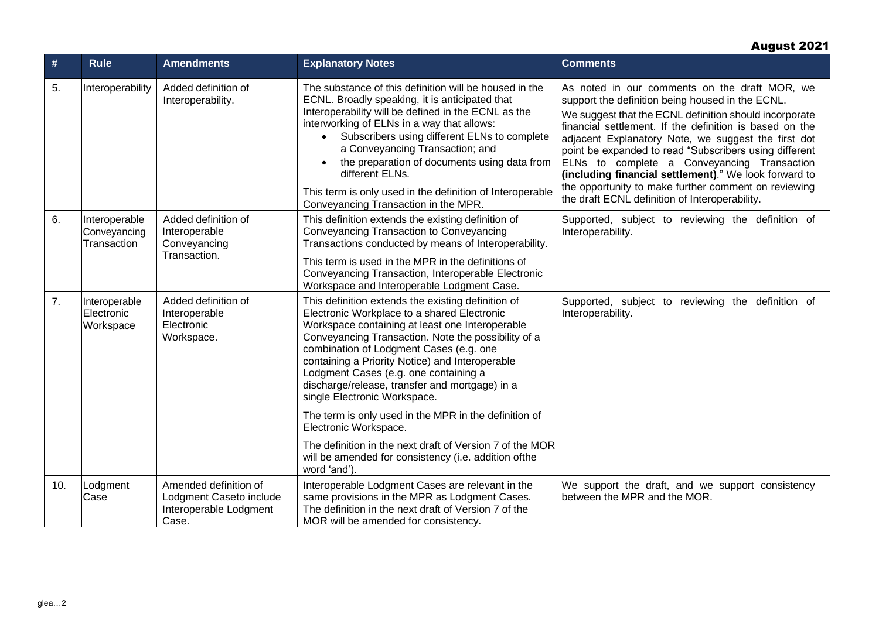**August 2021**

| # | Rule | Amendments | Explanatory Notes | Comments |
|---|---|---|---|---|
| 5. | Interoperability | Added definition of Interoperability. | The substance of this definition will be housed in the ECNL. Broadly speaking, it is anticipated that Interoperability will be defined in the ECNL as the interworking of ELNs in a way that allows:<br>• Subscribers using different ELNs to complete a Conveyancing Transaction; and<br>• the preparation of documents using data from different ELNs.<br><br>This term is only used in the definition of Interoperable Conveyancing Transaction in the MPR. | As noted in our comments on the draft MOR, we support the definition being housed in the ECNL.<br><br>We suggest that the ECNL definition should incorporate financial settlement. If the definition is based on the adjacent Explanatory Note, we suggest the first dot point be expanded to read "Subscribers using different ELNs to complete a Conveyancing Transaction **(including financial settlement)**." We look forward to the opportunity to make further comment on reviewing the draft ECNL definition of Interoperability. |
| 6. | Interoperable Conveyancing Transaction | Added definition of Interoperable Conveyancing Transaction. | This definition extends the existing definition of Conveyancing Transaction to Conveyancing Transactions conducted by means of Interoperability.<br><br>This term is used in the MPR in the definitions of Conveyancing Transaction, Interoperable Electronic Workspace and Interoperable Lodgment Case. | Supported, subject to reviewing the definition of Interoperability. |
| 7. | Interoperable Electronic Workspace | Added definition of Interoperable Electronic Workspace. | This definition extends the existing definition of Electronic Workplace to a shared Electronic Workspace containing at least one Interoperable Conveyancing Transaction. Note the possibility of a combination of Lodgment Cases (e.g. one containing a Priority Notice) and Interoperable Lodgment Cases (e.g. one containing a discharge/release, transfer and mortgage) in a single Electronic Workspace.<br><br>The term is only used in the MPR in the definition of Electronic Workspace.<br><br>The definition in the next draft of Version 7 of the MOR will be amended for consistency (i.e. addition ofthe word 'and'). | Supported, subject to reviewing the definition of Interoperability. |
| 10. | Lodgment Case | Amended definition of Lodgment Caseto include Interoperable Lodgment Case. | Interoperable Lodgment Cases are relevant in the same provisions in the MPR as Lodgment Cases. The definition in the next draft of Version 7 of the MOR will be amended for consistency. | We support the draft, and we support consistency between the MPR and the MOR. |

glea…2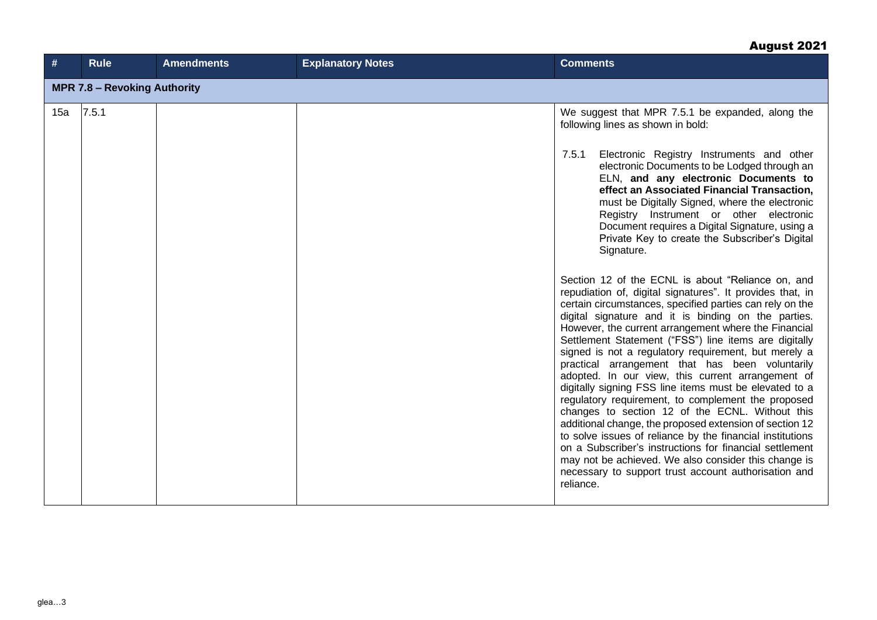| # | Rule | Amendments | Explanatory Notes | Comments |
|---|---|---|---|---|
| **MPR 7.8 – Revoking Authority** | | | | |
| 15a | 7.5.1 | | | We suggest that MPR 7.5.1 be expanded, along the following lines as shown in bold:<br><br>7.5.1 Electronic Registry Instruments and other electronic Documents to be Lodged through an ELN, **and any electronic Documents to effect an Associated Financial Transaction,** must be Digitally Signed, where the electronic Registry Instrument or other electronic Document requires a Digital Signature, using a Private Key to create the Subscriber's Digital Signature.<br><br>Section 12 of the ECNL is about "Reliance on, and repudiation of, digital signatures". It provides that, in certain circumstances, specified parties can rely on the digital signature and it is binding on the parties. However, the current arrangement where the Financial Settlement Statement ("FSS") line items are digitally signed is not a regulatory requirement, but merely a practical arrangement that has been voluntarily adopted. In our view, this current arrangement of digitally signing FSS line items must be elevated to a regulatory requirement, to complement the proposed changes to section 12 of the ECNL. Without this additional change, the proposed extension of section 12 to solve issues of reliance by the financial institutions on a Subscriber's instructions for financial settlement may not be achieved. We also consider this change is necessary to support trust account authorisation and reliance. |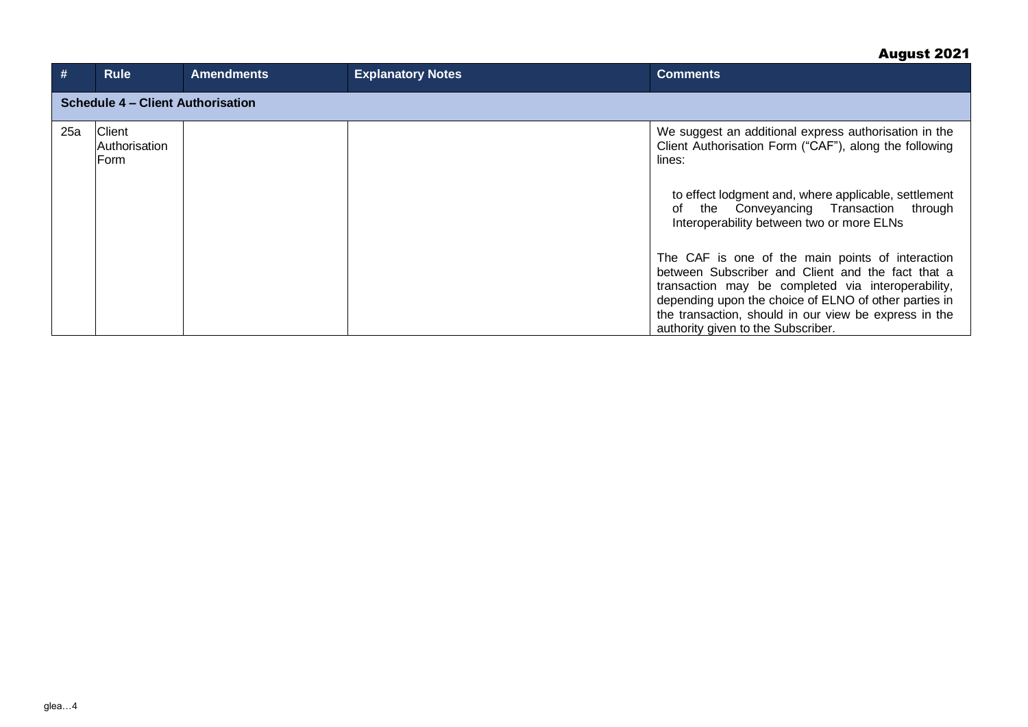| # | Rule | Amendments | Explanatory Notes | Comments |
|---|---|---|---|---|
| **Schedule 4 – Client Authorisation** | | | | |
| 25a | Client Authorisation Form | | | We suggest an additional express authorisation in the Client Authorisation Form ("CAF"), along the following lines:<br><br>to effect lodgment and, where applicable, settlement of the Conveyancing Transaction through Interoperability between two or more ELNs<br><br>The CAF is one of the main points of interaction between Subscriber and Client and the fact that a transaction may be completed via interoperability, depending upon the choice of ELNO of other parties in the transaction, should in our view be express in the authority given to the Subscriber. |